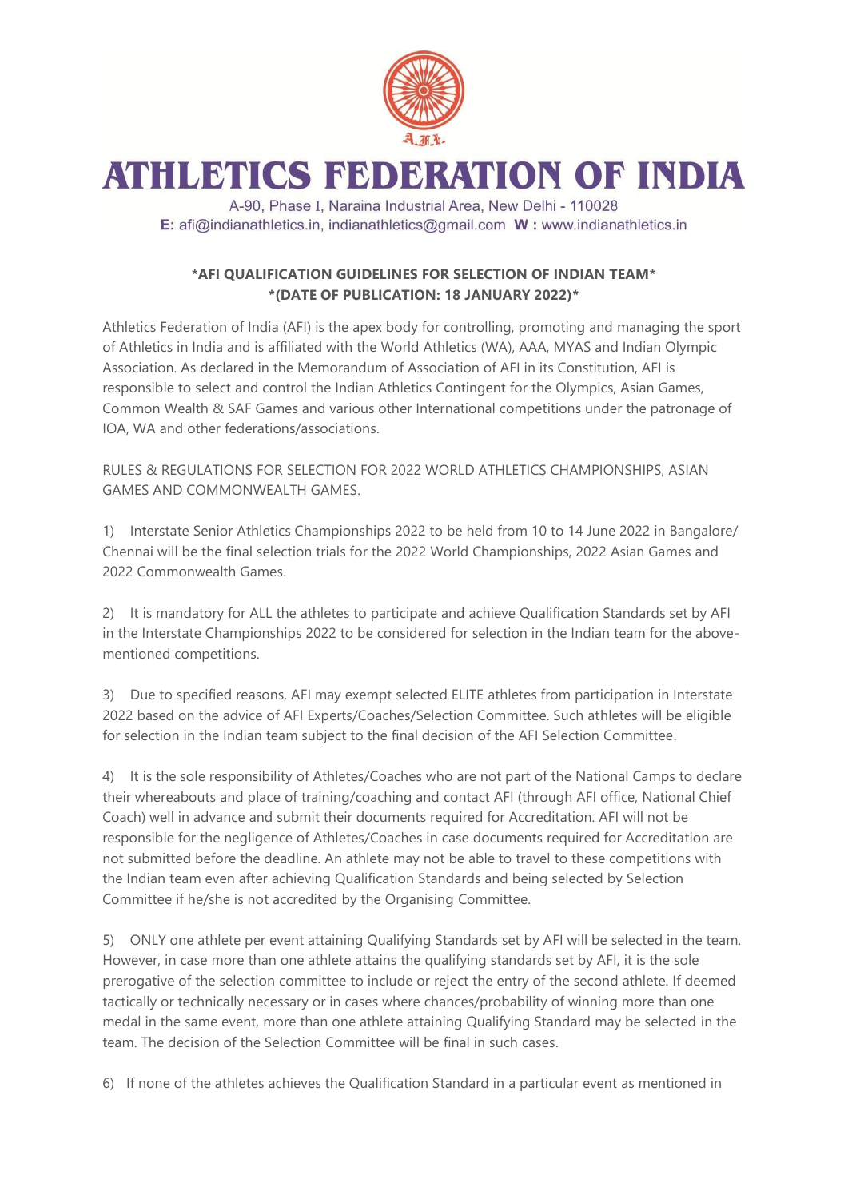# ATHLETICS FEDERATION OF INDIA

A-90, Phase I, Naraina Industrial Area, New Delhi - 110028
**E:** afi@indianathletics.in, indianathletics@gmail.com **W :** www.indianathletics.in

**\*AFI QUALIFICATION GUIDELINES FOR SELECTION OF INDIAN TEAM\***
**\*(DATE OF PUBLICATION: 18 JANUARY 2022)\***

Athletics Federation of India (AFI) is the apex body for controlling, promoting and managing the sport of Athletics in India and is affiliated with the World Athletics (WA), AAA, MYAS and Indian Olympic Association. As declared in the Memorandum of Association of AFI in its Constitution, AFI is responsible to select and control the Indian Athletics Contingent for the Olympics, Asian Games, Common Wealth & SAF Games and various other International competitions under the patronage of IOA, WA and other federations/associations.

RULES & REGULATIONS FOR SELECTION FOR 2022 WORLD ATHLETICS CHAMPIONSHIPS, ASIAN GAMES AND COMMONWEALTH GAMES.

1) Interstate Senior Athletics Championships 2022 to be held from 10 to 14 June 2022 in Bangalore/ Chennai will be the final selection trials for the 2022 World Championships, 2022 Asian Games and 2022 Commonwealth Games.

2) It is mandatory for ALL the athletes to participate and achieve Qualification Standards set by AFI in the Interstate Championships 2022 to be considered for selection in the Indian team for the above-mentioned competitions.

3) Due to specified reasons, AFI may exempt selected ELITE athletes from participation in Interstate 2022 based on the advice of AFI Experts/Coaches/Selection Committee. Such athletes will be eligible for selection in the Indian team subject to the final decision of the AFI Selection Committee.

4) It is the sole responsibility of Athletes/Coaches who are not part of the National Camps to declare their whereabouts and place of training/coaching and contact AFI (through AFI office, National Chief Coach) well in advance and submit their documents required for Accreditation. AFI will not be responsible for the negligence of Athletes/Coaches in case documents required for Accreditation are not submitted before the deadline. An athlete may not be able to travel to these competitions with the Indian team even after achieving Qualification Standards and being selected by Selection Committee if he/she is not accredited by the Organising Committee.

5) ONLY one athlete per event attaining Qualifying Standards set by AFI will be selected in the team. However, in case more than one athlete attains the qualifying standards set by AFI, it is the sole prerogative of the selection committee to include or reject the entry of the second athlete. If deemed tactically or technically necessary or in cases where chances/probability of winning more than one medal in the same event, more than one athlete attaining Qualifying Standard may be selected in the team. The decision of the Selection Committee will be final in such cases.

6) If none of the athletes achieves the Qualification Standard in a particular event as mentioned in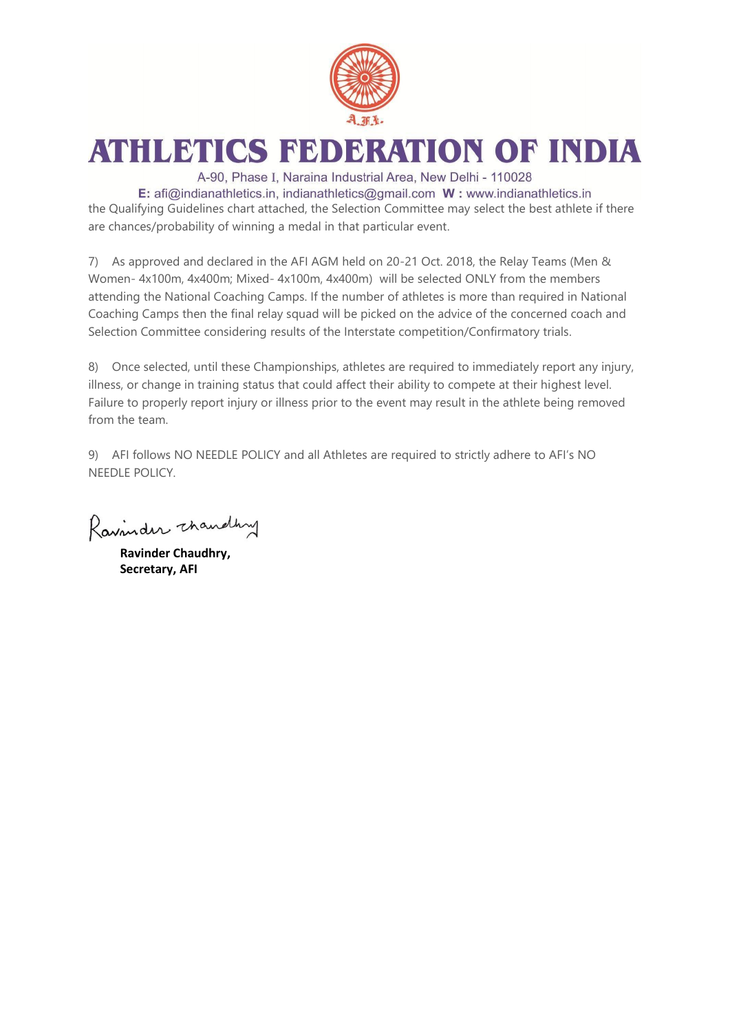# ATHLETICS FEDERATION OF INDIA

A-90, Phase I, Naraina Industrial Area, New Delhi - 110028

**E:** afi@indianathletics.in, indianathletics@gmail.com **W :** www.indianathletics.in

the Qualifying Guidelines chart attached, the Selection Committee may select the best athlete if there are chances/probability of winning a medal in that particular event.

7) As approved and declared in the AFI AGM held on 20-21 Oct. 2018, the Relay Teams (Men & Women- 4x100m, 4x400m; Mixed- 4x100m, 4x400m) will be selected ONLY from the members attending the National Coaching Camps. If the number of athletes is more than required in National Coaching Camps then the final relay squad will be picked on the advice of the concerned coach and Selection Committee considering results of the Interstate competition/Confirmatory trials.

8) Once selected, until these Championships, athletes are required to immediately report any injury, illness, or change in training status that could affect their ability to compete at their highest level. Failure to properly report injury or illness prior to the event may result in the athlete being removed from the team.

9) AFI follows NO NEEDLE POLICY and all Athletes are required to strictly adhere to AFI's NO NEEDLE POLICY.

Ravinder Chaudhry

**Ravinder Chaudhry,**
**Secretary, AFI**